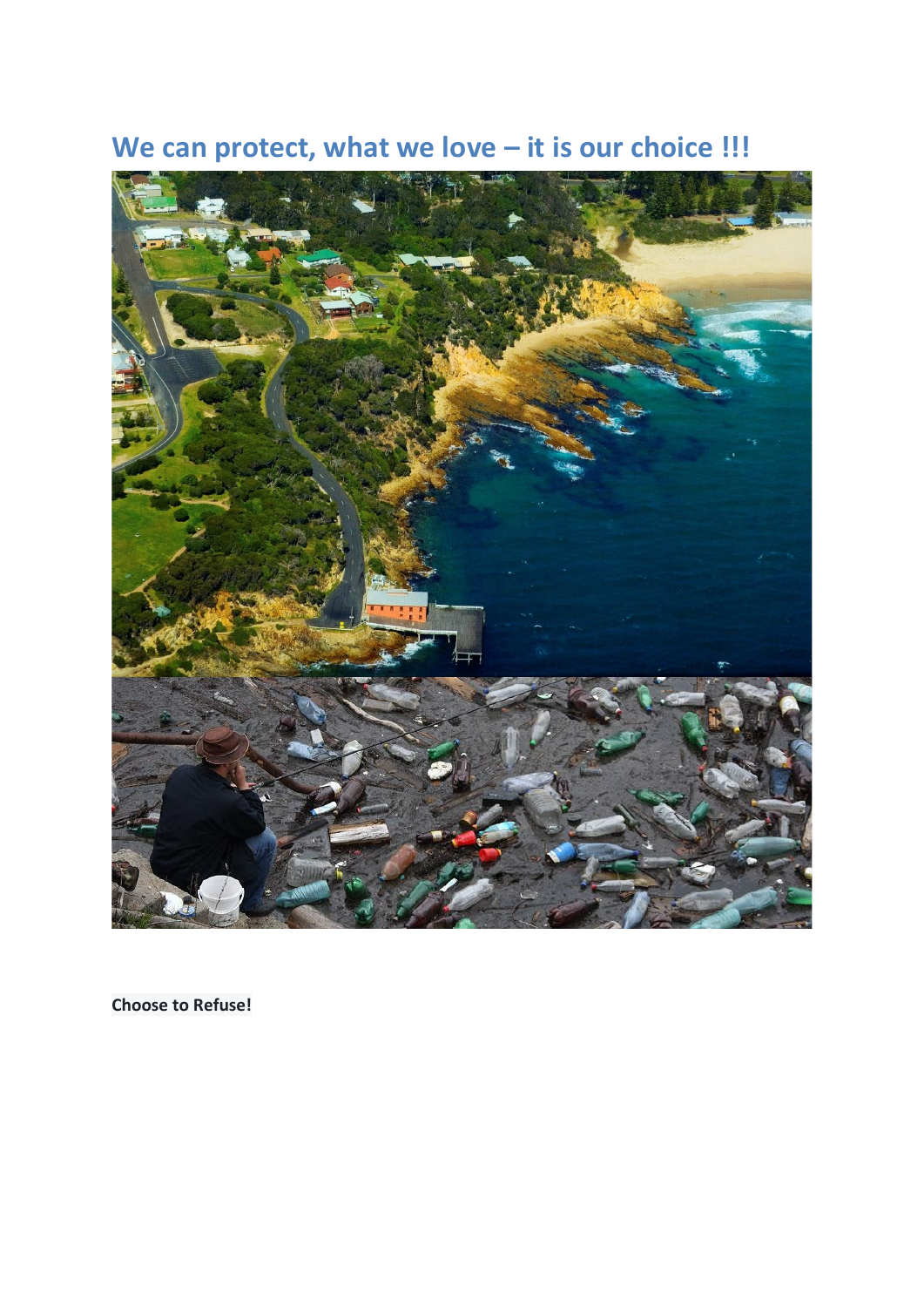# We can protect, what we love – it is our choice !!!

**Choose to Refuse!**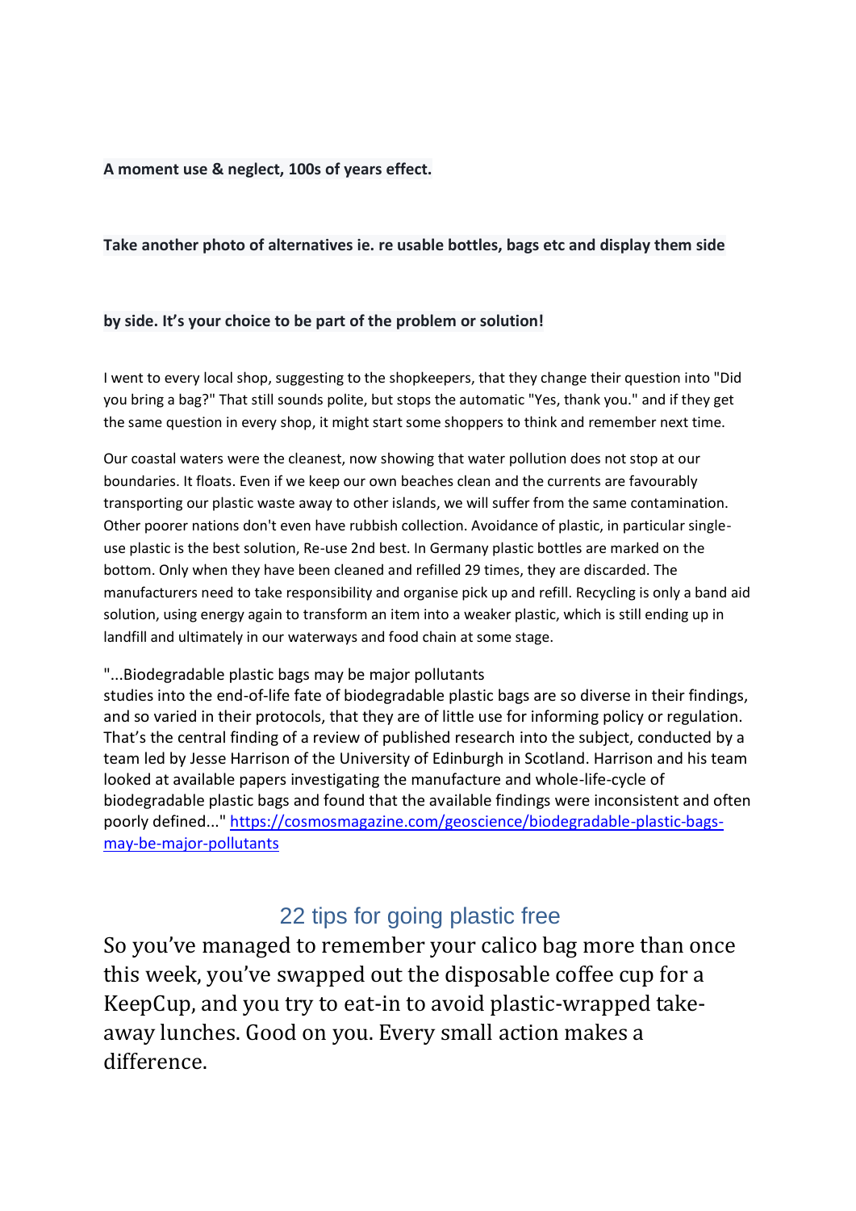**A moment use & neglect, 100s of years effect.**

**Take another photo of alternatives ie. re usable bottles, bags etc and display them side**

**by side. It's your choice to be part of the problem or solution!**

I went to every local shop, suggesting to the shopkeepers, that they change their question into "Did you bring a bag?" That still sounds polite, but stops the automatic "Yes, thank you." and if they get the same question in every shop, it might start some shoppers to think and remember next time.

Our coastal waters were the cleanest, now showing that water pollution does not stop at our boundaries. It floats. Even if we keep our own beaches clean and the currents are favourably transporting our plastic waste away to other islands, we will suffer from the same contamination. Other poorer nations don't even have rubbish collection. Avoidance of plastic, in particular single-use plastic is the best solution, Re-use 2nd best. In Germany plastic bottles are marked on the bottom. Only when they have been cleaned and refilled 29 times, they are discarded. The manufacturers need to take responsibility and organise pick up and refill. Recycling is only a band aid solution, using energy again to transform an item into a weaker plastic, which is still ending up in landfill and ultimately in our waterways and food chain at some stage.

"...Biodegradable plastic bags may be major pollutants
studies into the end-of-life fate of biodegradable plastic bags are so diverse in their findings, and so varied in their protocols, that they are of little use for informing policy or regulation. That's the central finding of a review of published research into the subject, conducted by a team led by Jesse Harrison of the University of Edinburgh in Scotland. Harrison and his team looked at available papers investigating the manufacture and whole-life-cycle of biodegradable plastic bags and found that the available findings were inconsistent and often poorly defined..." [https://cosmosmagazine.com/geoscience/biodegradable-plastic-bags-may-be-major-pollutants](https://cosmosmagazine.com/geoscience/biodegradable-plastic-bags-may-be-major-pollutants)

## 22 tips for going plastic free

So you've managed to remember your calico bag more than once this week, you've swapped out the disposable coffee cup for a KeepCup, and you try to eat-in to avoid plastic-wrapped take-away lunches. Good on you. Every small action makes a difference.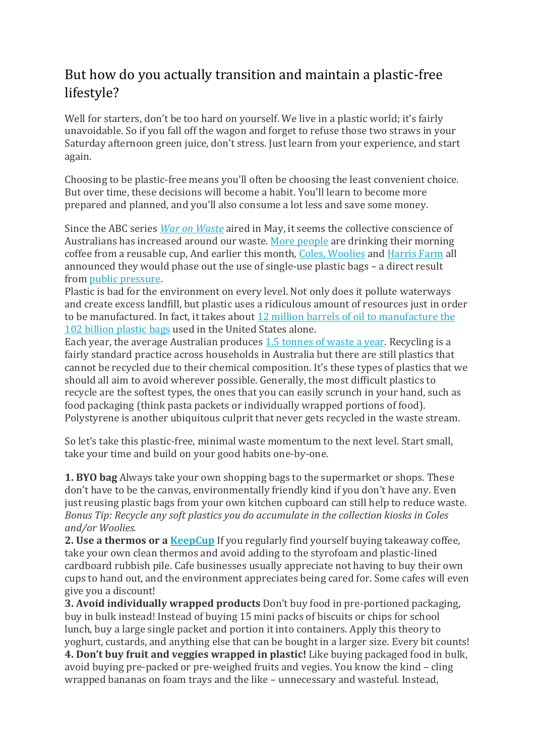## But how do you actually transition and maintain a plastic-free lifestyle?

Well for starters, don't be too hard on yourself. We live in a plastic world; it's fairly unavoidable. So if you fall off the wagon and forget to refuse those two straws in your Saturday afternoon green juice, don't stress. Just learn from your experience, and start again.

Choosing to be plastic-free means you'll often be choosing the least convenient choice. But over time, these decisions will become a habit. You'll learn to become more prepared and planned, and you'll also consume a lot less and save some money.

Since the ABC series *War on Waste* aired in May, it seems the collective conscience of Australians has increased around our waste. More people are drinking their morning coffee from a reusable cup, And earlier this month, Coles, Woolies and Harris Farm all announced they would phase out the use of single-use plastic bags – a direct result from public pressure.

Plastic is bad for the environment on every level. Not only does it pollute waterways and create excess landfill, but plastic uses a ridiculous amount of resources just in order to be manufactured. In fact, it takes about 12 million barrels of oil to manufacture the 102 billion plastic bags used in the United States alone.

Each year, the average Australian produces 1.5 tonnes of waste a year. Recycling is a fairly standard practice across households in Australia but there are still plastics that cannot be recycled due to their chemical composition. It's these types of plastics that we should all aim to avoid wherever possible. Generally, the most difficult plastics to recycle are the softest types, the ones that you can easily scrunch in your hand, such as food packaging (think pasta packets or individually wrapped portions of food). Polystyrene is another ubiquitous culprit that never gets recycled in the waste stream.

So let's take this plastic-free, minimal waste momentum to the next level. Start small, take your time and build on your good habits one-by-one.

**1. BYO bag** Always take your own shopping bags to the supermarket or shops. These don't have to be the canvas, environmentally friendly kind if you don't have any. Even just reusing plastic bags from your own kitchen cupboard can still help to reduce waste. *Bonus Tip: Recycle any soft plastics you do accumulate in the collection kiosks in Coles and/or Woolies.*

**2. Use a thermos or a KeepCup** If you regularly find yourself buying takeaway coffee, take your own clean thermos and avoid adding to the styrofoam and plastic-lined cardboard rubbish pile. Cafe businesses usually appreciate not having to buy their own cups to hand out, and the environment appreciates being cared for. Some cafes will even give you a discount!

**3. Avoid individually wrapped products** Don't buy food in pre-portioned packaging, buy in bulk instead! Instead of buying 15 mini packs of biscuits or chips for school lunch, buy a large single packet and portion it into containers. Apply this theory to yoghurt, custards, and anything else that can be bought in a larger size. Every bit counts!

**4. Don't buy fruit and veggies wrapped in plastic!** Like buying packaged food in bulk, avoid buying pre-packed or pre-weighed fruits and vegies. You know the kind – cling wrapped bananas on foam trays and the like – unnecessary and wasteful. Instead,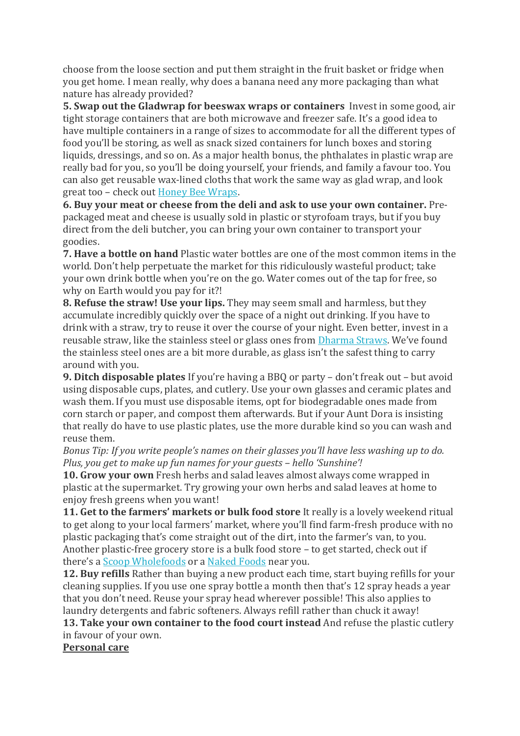choose from the loose section and put them straight in the fruit basket or fridge when you get home. I mean really, why does a banana need any more packaging than what nature has already provided?

**5. Swap out the Gladwrap for beeswax wraps or containers** Invest in some good, air tight storage containers that are both microwave and freezer safe. It's a good idea to have multiple containers in a range of sizes to accommodate for all the different types of food you'll be storing, as well as snack sized containers for lunch boxes and storing liquids, dressings, and so on. As a major health bonus, the phthalates in plastic wrap are really bad for you, so you'll be doing yourself, your friends, and family a favour too. You can also get reusable wax-lined cloths that work the same way as glad wrap, and look great too – check out [Honey Bee Wraps](Honey Bee Wraps).

**6. Buy your meat or cheese from the deli and ask to use your own container.** Pre-packaged meat and cheese is usually sold in plastic or styrofoam trays, but if you buy direct from the deli butcher, you can bring your own container to transport your goodies.

**7. Have a bottle on hand** Plastic water bottles are one of the most common items in the world. Don't help perpetuate the market for this ridiculously wasteful product; take your own drink bottle when you're on the go. Water comes out of the tap for free, so why on Earth would you pay for it?!

**8. Refuse the straw! Use your lips.** They may seem small and harmless, but they accumulate incredibly quickly over the space of a night out drinking. If you have to drink with a straw, try to reuse it over the course of your night. Even better, invest in a reusable straw, like the stainless steel or glass ones from [Dharma Straws](Dharma Straws). We've found the stainless steel ones are a bit more durable, as glass isn't the safest thing to carry around with you.

**9. Ditch disposable plates** If you're having a BBQ or party – don't freak out – but avoid using disposable cups, plates, and cutlery. Use your own glasses and ceramic plates and wash them. If you must use disposable items, opt for biodegradable ones made from corn starch or paper, and compost them afterwards. But if your Aunt Dora is insisting that really do have to use plastic plates, use the more durable kind so you can wash and reuse them.

*Bonus Tip: If you write people's names on their glasses you'll have less washing up to do. Plus, you get to make up fun names for your guests – hello 'Sunshine'!*

**10. Grow your own** Fresh herbs and salad leaves almost always come wrapped in plastic at the supermarket. Try growing your own herbs and salad leaves at home to enjoy fresh greens when you want!

**11. Get to the farmers' markets or bulk food store** It really is a lovely weekend ritual to get along to your local farmers' market, where you'll find farm-fresh produce with no plastic packaging that's come straight out of the dirt, into the farmer's van, to you. Another plastic-free grocery store is a bulk food store – to get started, check out if there's a [Scoop Wholefoods](Scoop Wholefoods) or a [Naked Foods](Naked Foods) near you.

**12. Buy refills** Rather than buying a new product each time, start buying refills for your cleaning supplies. If you use one spray bottle a month then that's 12 spray heads a year that you don't need. Reuse your spray head wherever possible! This also applies to laundry detergents and fabric softeners. Always refill rather than chuck it away!

**13. Take your own container to the food court instead** And refuse the plastic cutlery in favour of your own.

**Personal care**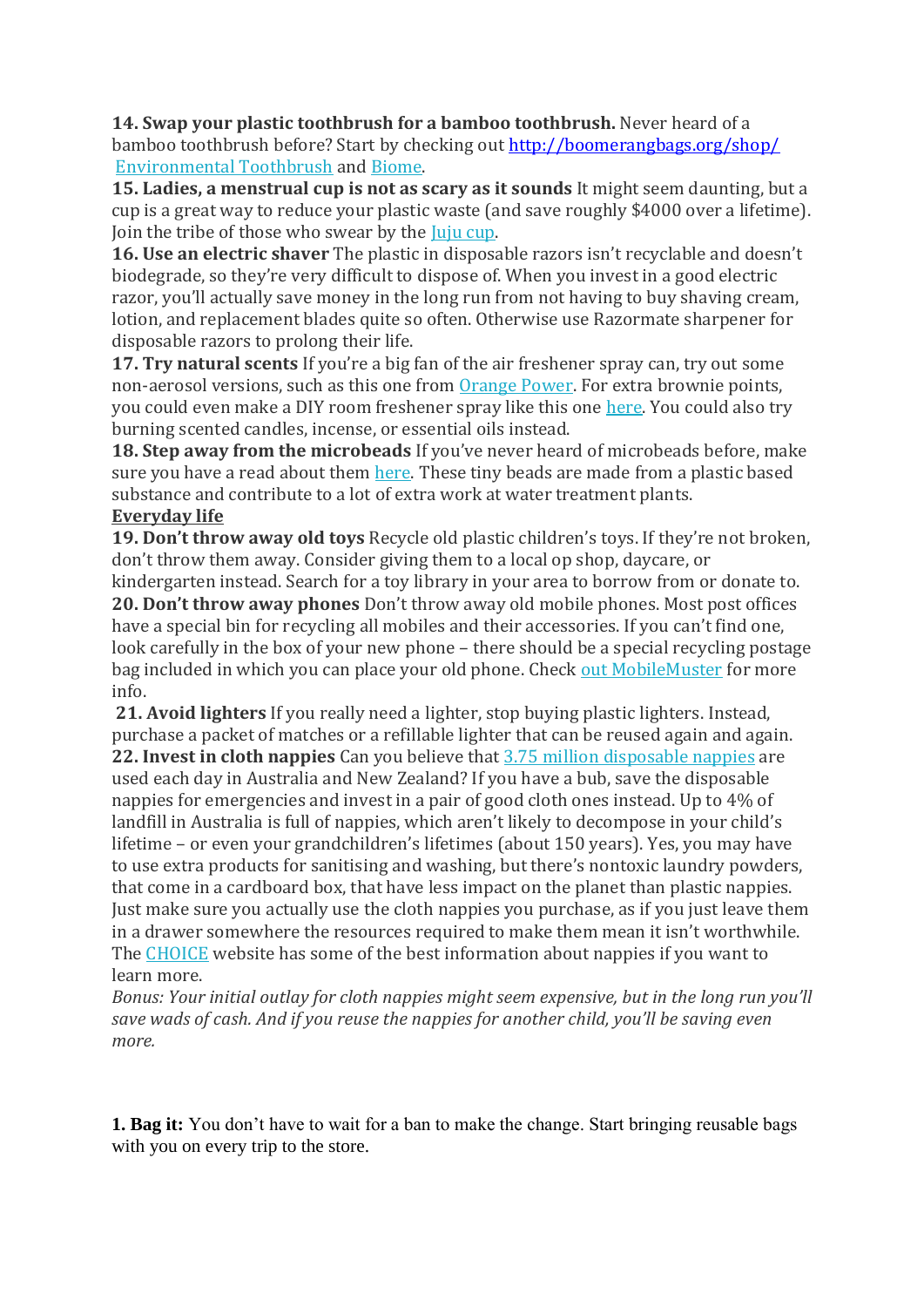**14. Swap your plastic toothbrush for a bamboo toothbrush.** Never heard of a bamboo toothbrush before? Start by checking out http://boomerangbags.org/shop/ Environmental Toothbrush and Biome.

**15. Ladies, a menstrual cup is not as scary as it sounds** It might seem daunting, but a cup is a great way to reduce your plastic waste (and save roughly $4000 over a lifetime). Join the tribe of those who swear by the Juju cup.

**16. Use an electric shaver** The plastic in disposable razors isn't recyclable and doesn't biodegrade, so they're very difficult to dispose of. When you invest in a good electric razor, you'll actually save money in the long run from not having to buy shaving cream, lotion, and replacement blades quite so often. Otherwise use Razormate sharpener for disposable razors to prolong their life.

**17. Try natural scents** If you're a big fan of the air freshener spray can, try out some non-aerosol versions, such as this one from Orange Power. For extra brownie points, you could even make a DIY room freshener spray like this one here. You could also try burning scented candles, incense, or essential oils instead.

**18. Step away from the microbeads** If you've never heard of microbeads before, make sure you have a read about them here. These tiny beads are made from a plastic based substance and contribute to a lot of extra work at water treatment plants.

**Everyday life**

**19. Don't throw away old toys** Recycle old plastic children's toys. If they're not broken, don't throw them away. Consider giving them to a local op shop, daycare, or kindergarten instead. Search for a toy library in your area to borrow from or donate to.

**20. Don't throw away phones** Don't throw away old mobile phones. Most post offices have a special bin for recycling all mobiles and their accessories. If you can't find one, look carefully in the box of your new phone – there should be a special recycling postage bag included in which you can place your old phone. Check out MobileMuster for more info.

**21. Avoid lighters** If you really need a lighter, stop buying plastic lighters. Instead, purchase a packet of matches or a refillable lighter that can be reused again and again.

**22. Invest in cloth nappies** Can you believe that 3.75 million disposable nappies are used each day in Australia and New Zealand? If you have a bub, save the disposable nappies for emergencies and invest in a pair of good cloth ones instead. Up to 4% of landfill in Australia is full of nappies, which aren't likely to decompose in your child's lifetime – or even your grandchildren's lifetimes (about 150 years). Yes, you may have to use extra products for sanitising and washing, but there's nontoxic laundry powders, that come in a cardboard box, that have less impact on the planet than plastic nappies. Just make sure you actually use the cloth nappies you purchase, as if you just leave them in a drawer somewhere the resources required to make them mean it isn't worthwhile. The CHOICE website has some of the best information about nappies if you want to learn more.

*Bonus: Your initial outlay for cloth nappies might seem expensive, but in the long run you'll save wads of cash. And if you reuse the nappies for another child, you'll be saving even more.*

**1. Bag it:** You don't have to wait for a ban to make the change. Start bringing reusable bags with you on every trip to the store.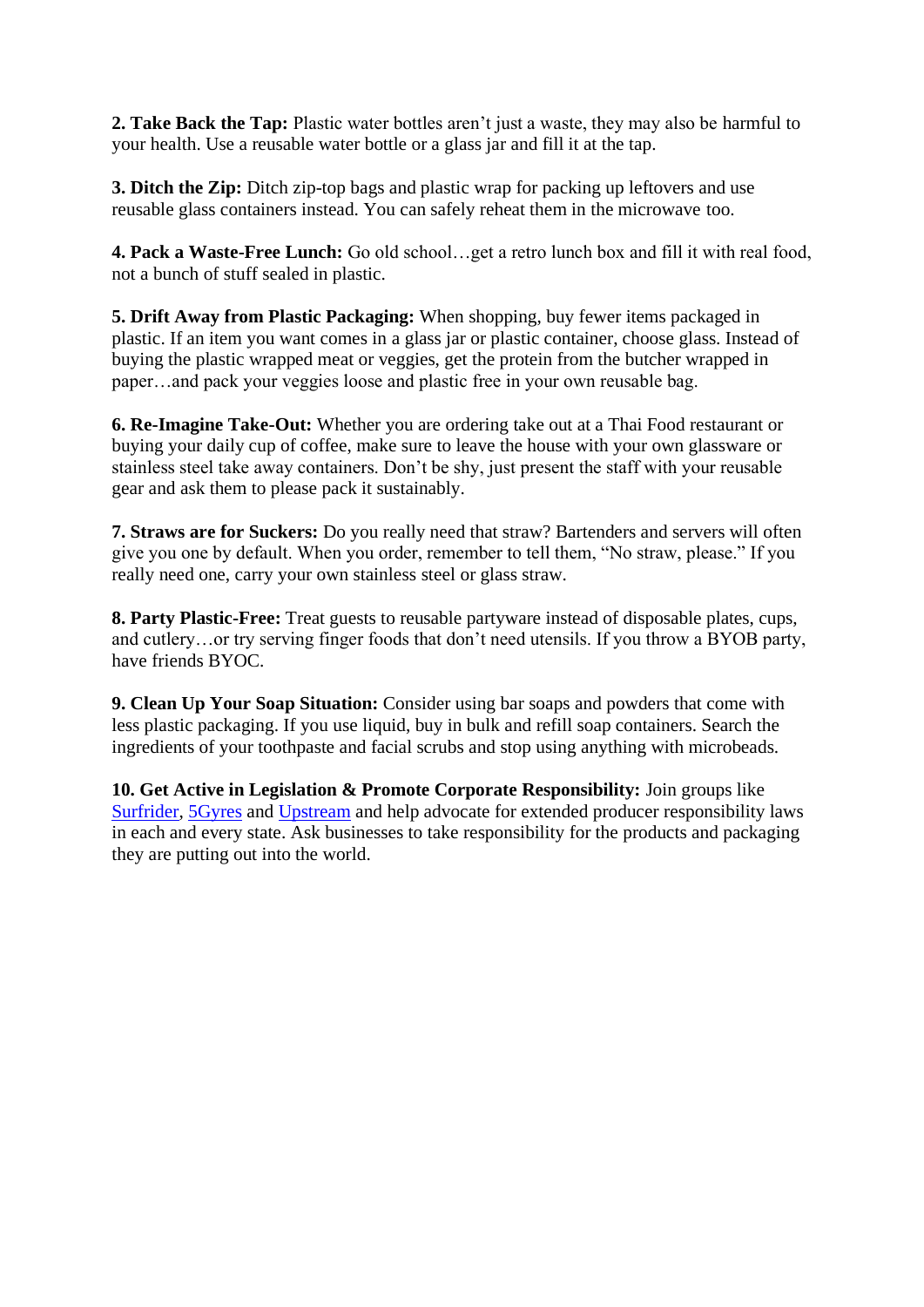**2. Take Back the Tap:** Plastic water bottles aren't just a waste, they may also be harmful to your health. Use a reusable water bottle or a glass jar and fill it at the tap.

**3. Ditch the Zip:** Ditch zip-top bags and plastic wrap for packing up leftovers and use reusable glass containers instead. You can safely reheat them in the microwave too.

**4. Pack a Waste-Free Lunch:** Go old school…get a retro lunch box and fill it with real food, not a bunch of stuff sealed in plastic.

**5. Drift Away from Plastic Packaging:** When shopping, buy fewer items packaged in plastic. If an item you want comes in a glass jar or plastic container, choose glass. Instead of buying the plastic wrapped meat or veggies, get the protein from the butcher wrapped in paper…and pack your veggies loose and plastic free in your own reusable bag.

**6. Re-Imagine Take-Out:** Whether you are ordering take out at a Thai Food restaurant or buying your daily cup of coffee, make sure to leave the house with your own glassware or stainless steel take away containers. Don't be shy, just present the staff with your reusable gear and ask them to please pack it sustainably.

**7. Straws are for Suckers:** Do you really need that straw? Bartenders and servers will often give you one by default. When you order, remember to tell them, "No straw, please." If you really need one, carry your own stainless steel or glass straw.

**8. Party Plastic-Free:** Treat guests to reusable partyware instead of disposable plates, cups, and cutlery…or try serving finger foods that don't need utensils. If you throw a BYOB party, have friends BYOC.

**9. Clean Up Your Soap Situation:** Consider using bar soaps and powders that come with less plastic packaging. If you use liquid, buy in bulk and refill soap containers. Search the ingredients of your toothpaste and facial scrubs and stop using anything with microbeads.

**10. Get Active in Legislation & Promote Corporate Responsibility:** Join groups like Surfrider, 5Gyres and Upstream and help advocate for extended producer responsibility laws in each and every state. Ask businesses to take responsibility for the products and packaging they are putting out into the world.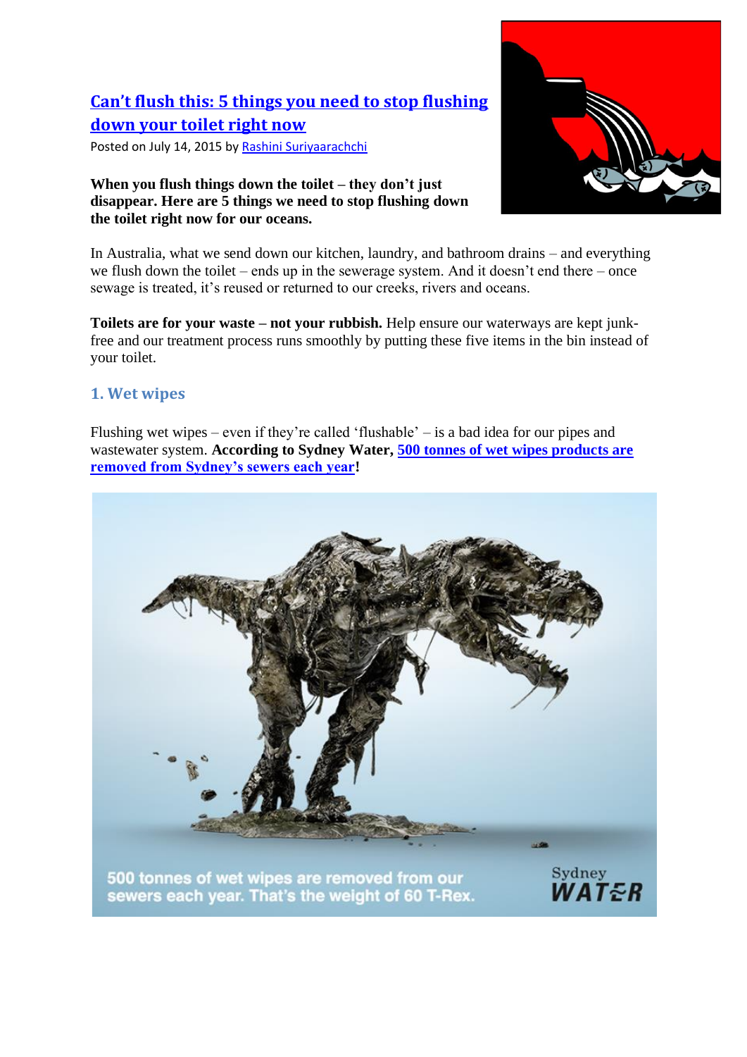# [Can't flush this: 5 things you need to stop flushing down your toilet right now]

Posted on July 14, 2015 by [Rashini Suriyaarachchi]

**When you flush things down the toilet – they don't just disappear. Here are 5 things we need to stop flushing down the toilet right now for our oceans.**

In Australia, what we send down our kitchen, laundry, and bathroom drains – and everything we flush down the toilet – ends up in the sewerage system. And it doesn't end there – once sewage is treated, it's reused or returned to our creeks, rivers and oceans.

**Toilets are for your waste – not your rubbish.** Help ensure our waterways are kept junk-free and our treatment process runs smoothly by putting these five items in the bin instead of your toilet.

## 1. Wet wipes

Flushing wet wipes – even if they're called 'flushable' – is a bad idea for our pipes and wastewater system. **According to Sydney Water, [500 tonnes of wet wipes products are removed from Sydney's sewers each year]!**

500 tonnes of wet wipes are removed from our sewers each year. That's the weight of 60 T-Rex.

Sydney WATER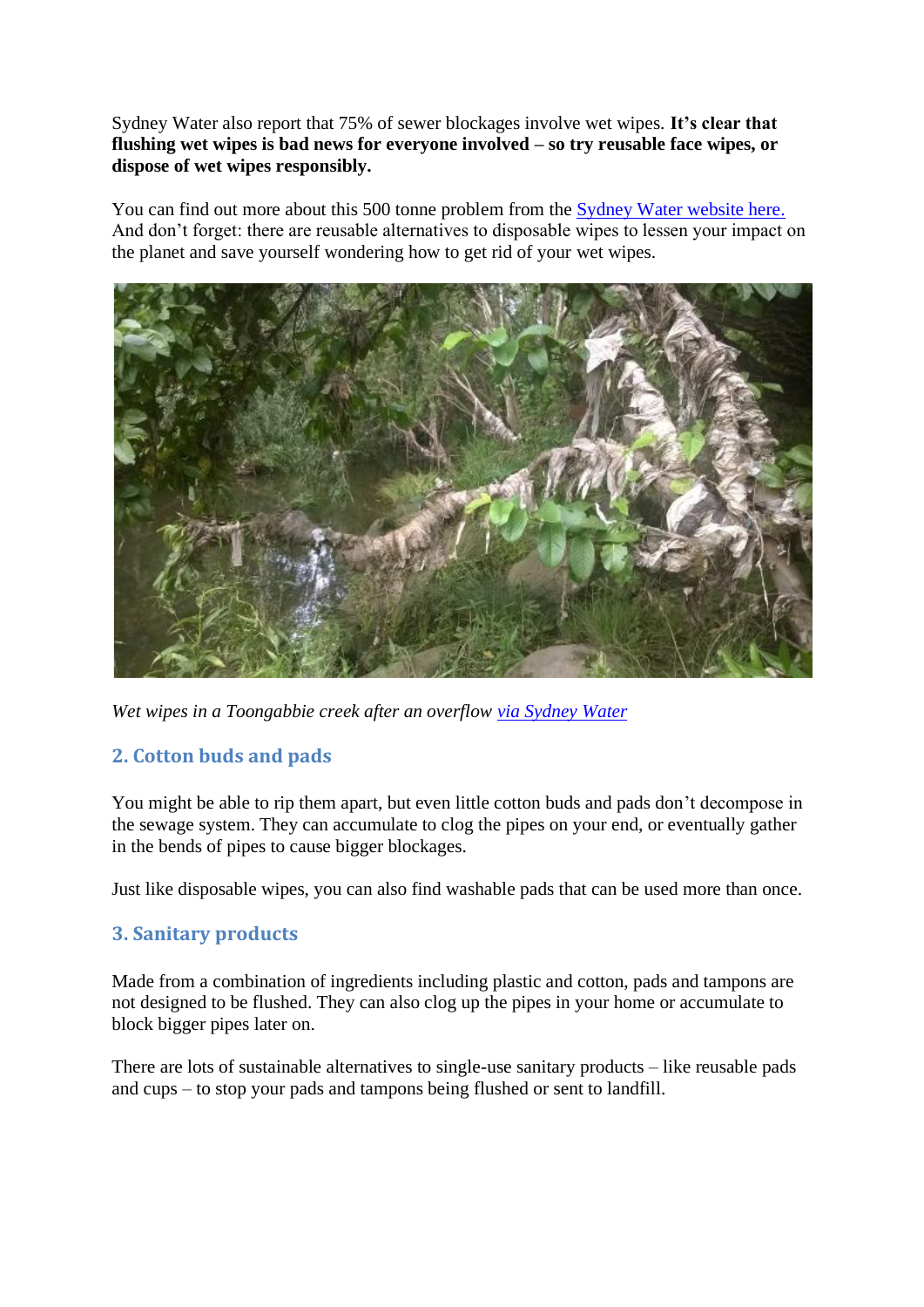Sydney Water also report that 75% of sewer blockages involve wet wipes. **It's clear that flushing wet wipes is bad news for everyone involved – so try reusable face wipes, or dispose of wet wipes responsibly.**

You can find out more about this 500 tonne problem from the [Sydney Water website here.](#) And don't forget: there are reusable alternatives to disposable wipes to lessen your impact on the planet and save yourself wondering how to get rid of your wet wipes.

*Wet wipes in a Toongabbie creek after an overflow* [*via Sydney Water*](#)

## 2. Cotton buds and pads

You might be able to rip them apart, but even little cotton buds and pads don't decompose in the sewage system. They can accumulate to clog the pipes on your end, or eventually gather in the bends of pipes to cause bigger blockages.

Just like disposable wipes, you can also find washable pads that can be used more than once.

## 3. Sanitary products

Made from a combination of ingredients including plastic and cotton, pads and tampons are not designed to be flushed. They can also clog up the pipes in your home or accumulate to block bigger pipes later on.

There are lots of sustainable alternatives to single-use sanitary products – like reusable pads and cups – to stop your pads and tampons being flushed or sent to landfill.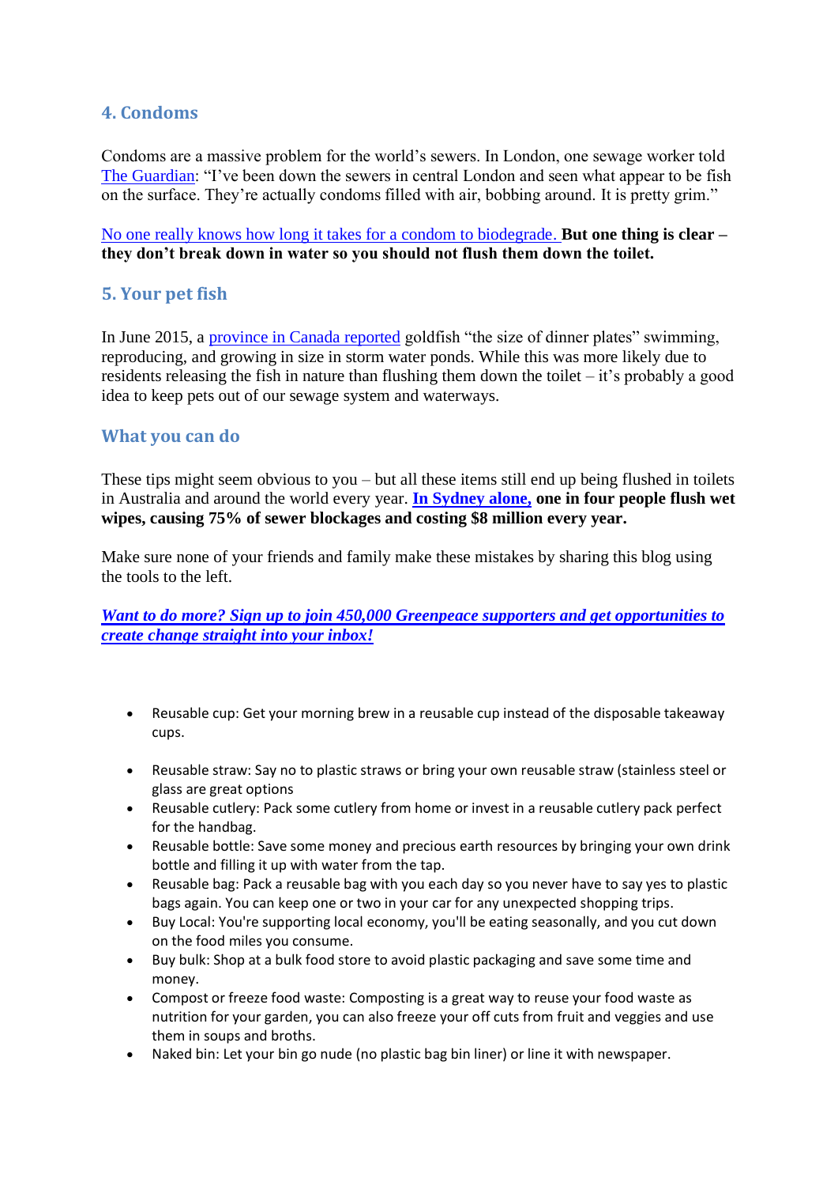### 4. Condoms

Condoms are a massive problem for the world's sewers. In London, one sewage worker told The Guardian: "I've been down the sewers in central London and seen what appear to be fish on the surface. They're actually condoms filled with air, bobbing around. It is pretty grim."

No one really knows how long it takes for a condom to biodegrade. **But one thing is clear – they don't break down in water so you should not flush them down the toilet.**

### 5. Your pet fish

In June 2015, a province in Canada reported goldfish "the size of dinner plates" swimming, reproducing, and growing in size in storm water ponds. While this was more likely due to residents releasing the fish in nature than flushing them down the toilet – it's probably a good idea to keep pets out of our sewage system and waterways.

### What you can do

These tips might seem obvious to you – but all these items still end up being flushed in toilets in Australia and around the world every year. **In Sydney alone, one in four people flush wet wipes, causing 75% of sewer blockages and costing $8 million every year.**

Make sure none of your friends and family make these mistakes by sharing this blog using the tools to the left.

***Want to do more? Sign up to join 450,000 Greenpeace supporters and get opportunities to create change straight into your inbox!***

- Reusable cup: Get your morning brew in a reusable cup instead of the disposable takeaway cups.
- Reusable straw: Say no to plastic straws or bring your own reusable straw (stainless steel or glass are great options
- Reusable cutlery: Pack some cutlery from home or invest in a reusable cutlery pack perfect for the handbag.
- Reusable bottle: Save some money and precious earth resources by bringing your own drink bottle and filling it up with water from the tap.
- Reusable bag: Pack a reusable bag with you each day so you never have to say yes to plastic bags again. You can keep one or two in your car for any unexpected shopping trips.
- Buy Local: You're supporting local economy, you'll be eating seasonally, and you cut down on the food miles you consume.
- Buy bulk: Shop at a bulk food store to avoid plastic packaging and save some time and money.
- Compost or freeze food waste: Composting is a great way to reuse your food waste as nutrition for your garden, you can also freeze your off cuts from fruit and veggies and use them in soups and broths.
- Naked bin: Let your bin go nude (no plastic bag bin liner) or line it with newspaper.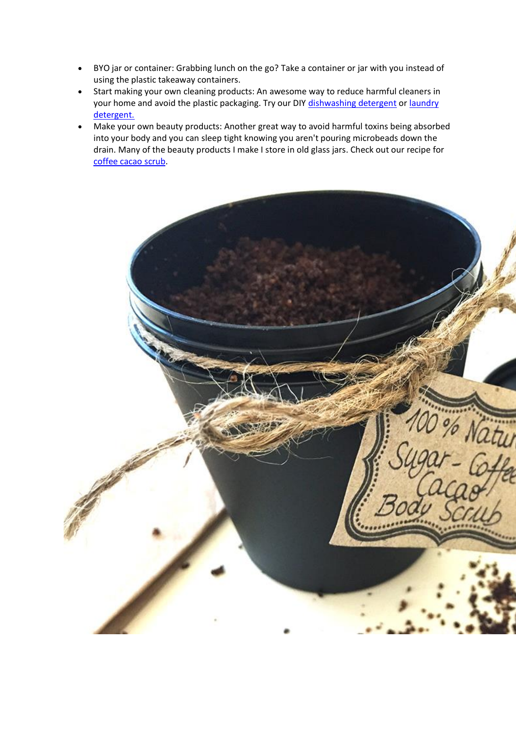- BYO jar or container: Grabbing lunch on the go? Take a container or jar with you instead of using the plastic takeaway containers.
- Start making your own cleaning products: An awesome way to reduce harmful cleaners in your home and avoid the plastic packaging. Try our DIY dishwashing detergent or laundry detergent.
- Make your own beauty products: Another great way to avoid harmful toxins being absorbed into your body and you can sleep tight knowing you aren't pouring microbeads down the drain. Many of the beauty products I make I store in old glass jars. Check out our recipe for coffee cacao scrub.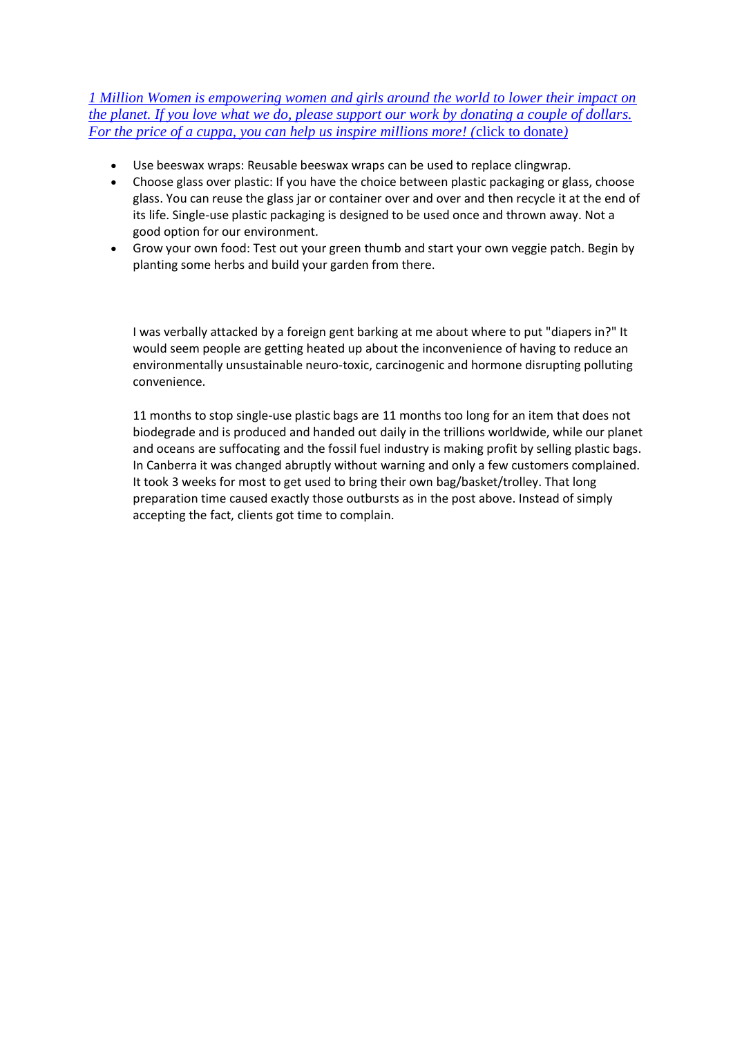*[1 Million Women is empowering women and girls around the world to lower their impact on the planet. If you love what we do, please support our work by donating a couple of dollars. For the price of a cuppa, you can help us inspire millions more! (click to donate)]*

- Use beeswax wraps: Reusable beeswax wraps can be used to replace clingwrap.
- Choose glass over plastic: If you have the choice between plastic packaging or glass, choose glass. You can reuse the glass jar or container over and over and then recycle it at the end of its life. Single-use plastic packaging is designed to be used once and thrown away. Not a good option for our environment.
- Grow your own food: Test out your green thumb and start your own veggie patch. Begin by planting some herbs and build your garden from there.

I was verbally attacked by a foreign gent barking at me about where to put "diapers in?" It would seem people are getting heated up about the inconvenience of having to reduce an environmentally unsustainable neuro-toxic, carcinogenic and hormone disrupting polluting convenience.

11 months to stop single-use plastic bags are 11 months too long for an item that does not biodegrade and is produced and handed out daily in the trillions worldwide, while our planet and oceans are suffocating and the fossil fuel industry is making profit by selling plastic bags. In Canberra it was changed abruptly without warning and only a few customers complained. It took 3 weeks for most to get used to bring their own bag/basket/trolley. That long preparation time caused exactly those outbursts as in the post above. Instead of simply accepting the fact, clients got time to complain.